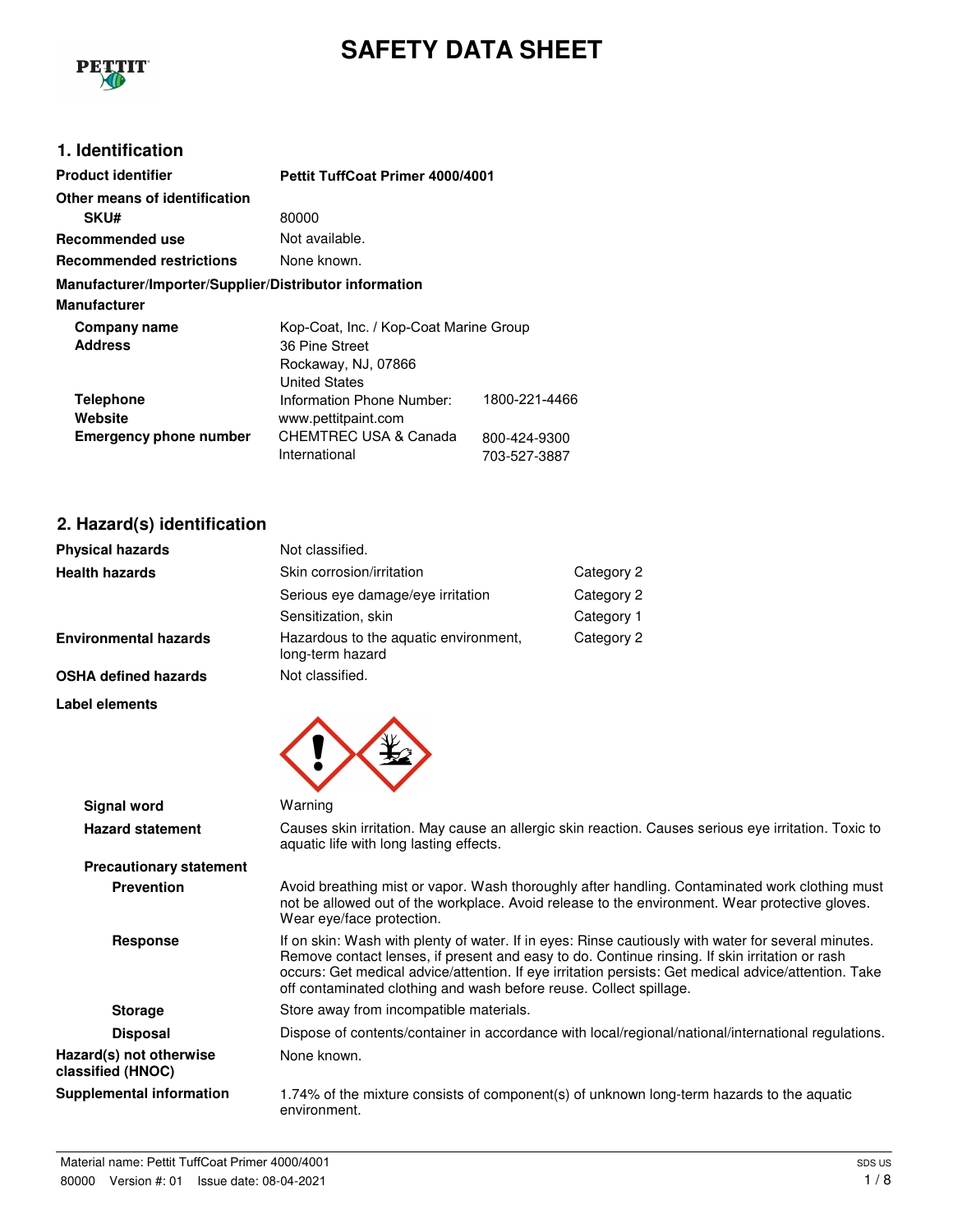# SAFETY DATA SHEET

## 1. Identification

| | | |
|---|---|---|
| **Product identifier** | **Pettit TuffCoat Primer 4000/4001** | |
| **Other means of identification** | | |
| **SKU#** | 80000 | |
| **Recommended use** | Not available. | |
| **Recommended restrictions** | None known. | |

**Manufacturer/Importer/Supplier/Distributor information**

**Manufacturer**

| | | |
|---|---|---|
| **Company name** | Kop-Coat, Inc. / Kop-Coat Marine Group | |
| **Address** | 36 Pine Street<br>Rockaway, NJ, 07866<br>United States | |
| **Telephone** | Information Phone Number: | 1800-221-4466 |
| **Website** | www.pettitpaint.com | |
| **Emergency phone number** | CHEMTREC USA & Canada | 800-424-9300 |
| | International | 703-527-3887 |

## 2. Hazard(s) identification

| | | |
|---|---|---|
| **Physical hazards** | Not classified. | |
| **Health hazards** | Skin corrosion/irritation | Category 2 |
| | Serious eye damage/eye irritation | Category 2 |
| | Sensitization, skin | Category 1 |
| **Environmental hazards** | Hazardous to the aquatic environment, long-term hazard | Category 2 |
| **OSHA defined hazards** | Not classified. | |

**Label elements**

**Signal word** Warning

**Hazard statement** Causes skin irritation. May cause an allergic skin reaction. Causes serious eye irritation. Toxic to aquatic life with long lasting effects.

**Precautionary statement**

**Prevention** Avoid breathing mist or vapor. Wash thoroughly after handling. Contaminated work clothing must not be allowed out of the workplace. Avoid release to the environment. Wear protective gloves. Wear eye/face protection.

**Response** If on skin: Wash with plenty of water. If in eyes: Rinse cautiously with water for several minutes. Remove contact lenses, if present and easy to do. Continue rinsing. If skin irritation or rash occurs: Get medical advice/attention. If eye irritation persists: Get medical advice/attention. Take off contaminated clothing and wash before reuse. Collect spillage.

**Storage** Store away from incompatible materials.

**Disposal** Dispose of contents/container in accordance with local/regional/national/international regulations.

**Hazard(s) not otherwise classified (HNOC)** None known.

**Supplemental information** 1.74% of the mixture consists of component(s) of unknown long-term hazards to the aquatic environment.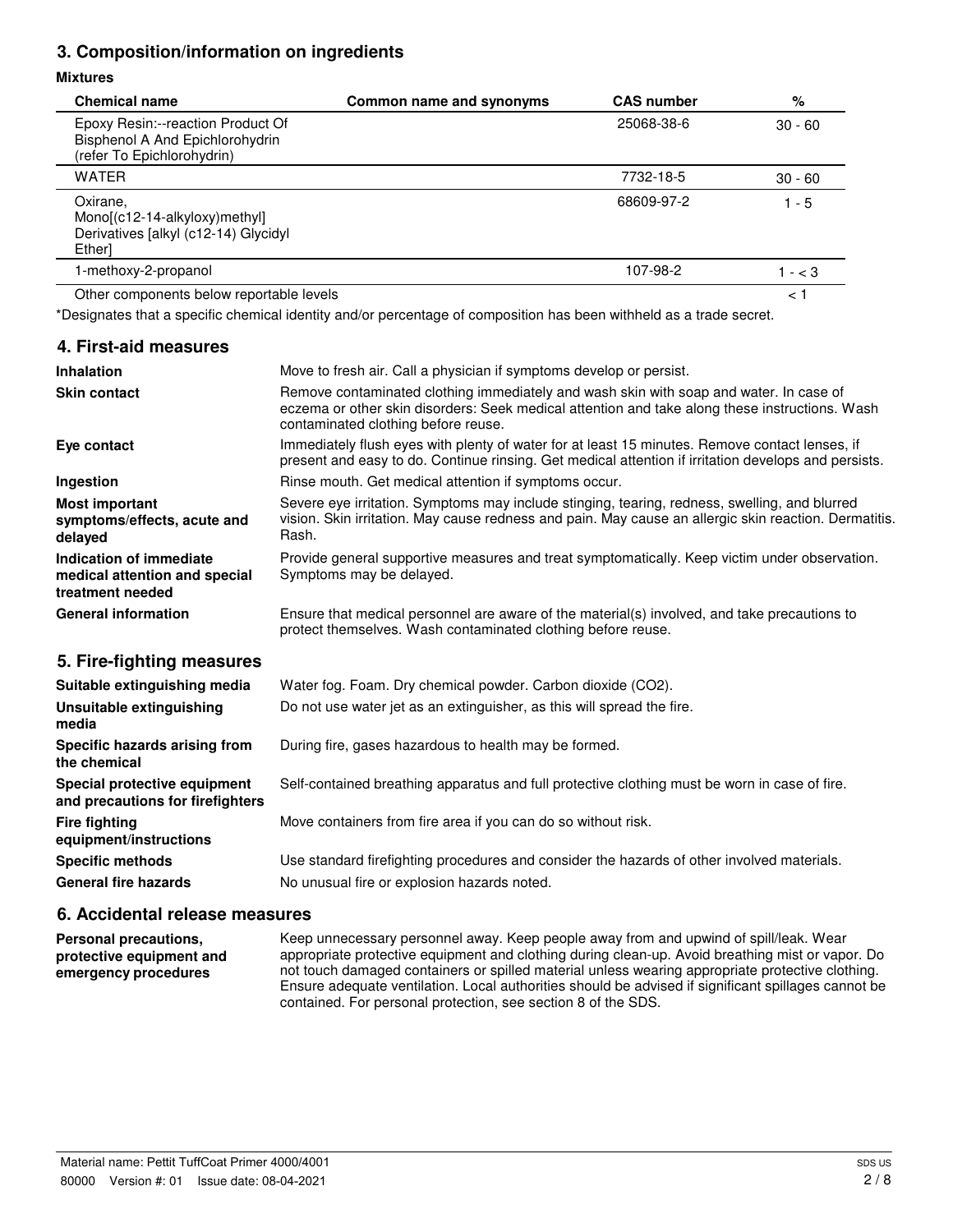## 3. Composition/information on ingredients

**Mixtures**

| Chemical name | Common name and synonyms | CAS number | % |
|---|---|---|---|
| Epoxy Resin:--reaction Product Of Bisphenol A And Epichlorohydrin (refer To Epichlorohydrin) | | 25068-38-6 | 30 - 60 |
| WATER | | 7732-18-5 | 30 - 60 |
| Oxirane, Mono[(c12-14-alkyloxy)methyl] Derivatives [alkyl (c12-14) Glycidyl Ether] | | 68609-97-2 | 1 - 5 |
| 1-methoxy-2-propanol | | 107-98-2 | 1 - < 3 |
| Other components below reportable levels | | | < 1 |

*Designates that a specific chemical identity and/or percentage of composition has been withheld as a trade secret.

## 4. First-aid measures

| | |
|---|---|
| **Inhalation** | Move to fresh air. Call a physician if symptoms develop or persist. |
| **Skin contact** | Remove contaminated clothing immediately and wash skin with soap and water. In case of eczema or other skin disorders: Seek medical attention and take along these instructions. Wash contaminated clothing before reuse. |
| **Eye contact** | Immediately flush eyes with plenty of water for at least 15 minutes. Remove contact lenses, if present and easy to do. Continue rinsing. Get medical attention if irritation develops and persists. |
| **Ingestion** | Rinse mouth. Get medical attention if symptoms occur. |
| **Most important symptoms/effects, acute and delayed** | Severe eye irritation. Symptoms may include stinging, tearing, redness, swelling, and blurred vision. Skin irritation. May cause redness and pain. May cause an allergic skin reaction. Dermatitis. Rash. |
| **Indication of immediate medical attention and special treatment needed** | Provide general supportive measures and treat symptomatically. Keep victim under observation. Symptoms may be delayed. |
| **General information** | Ensure that medical personnel are aware of the material(s) involved, and take precautions to protect themselves. Wash contaminated clothing before reuse. |

## 5. Fire-fighting measures

| | |
|---|---|
| **Suitable extinguishing media** | Water fog. Foam. Dry chemical powder. Carbon dioxide ($CO_2$). |
| **Unsuitable extinguishing media** | Do not use water jet as an extinguisher, as this will spread the fire. |
| **Specific hazards arising from the chemical** | During fire, gases hazardous to health may be formed. |
| **Special protective equipment and precautions for firefighters** | Self-contained breathing apparatus and full protective clothing must be worn in case of fire. |
| **Fire fighting equipment/instructions** | Move containers from fire area if you can do so without risk. |
| **Specific methods** | Use standard firefighting procedures and consider the hazards of other involved materials. |
| **General fire hazards** | No unusual fire or explosion hazards noted. |

## 6. Accidental release measures

| | |
|---|---|
| **Personal precautions, protective equipment and emergency procedures** | Keep unnecessary personnel away. Keep people away from and upwind of spill/leak. Wear appropriate protective equipment and clothing during clean-up. Avoid breathing mist or vapor. Do not touch damaged containers or spilled material unless wearing appropriate protective clothing. Ensure adequate ventilation. Local authorities should be advised if significant spillages cannot be contained. For personal protection, see section 8 of the SDS. |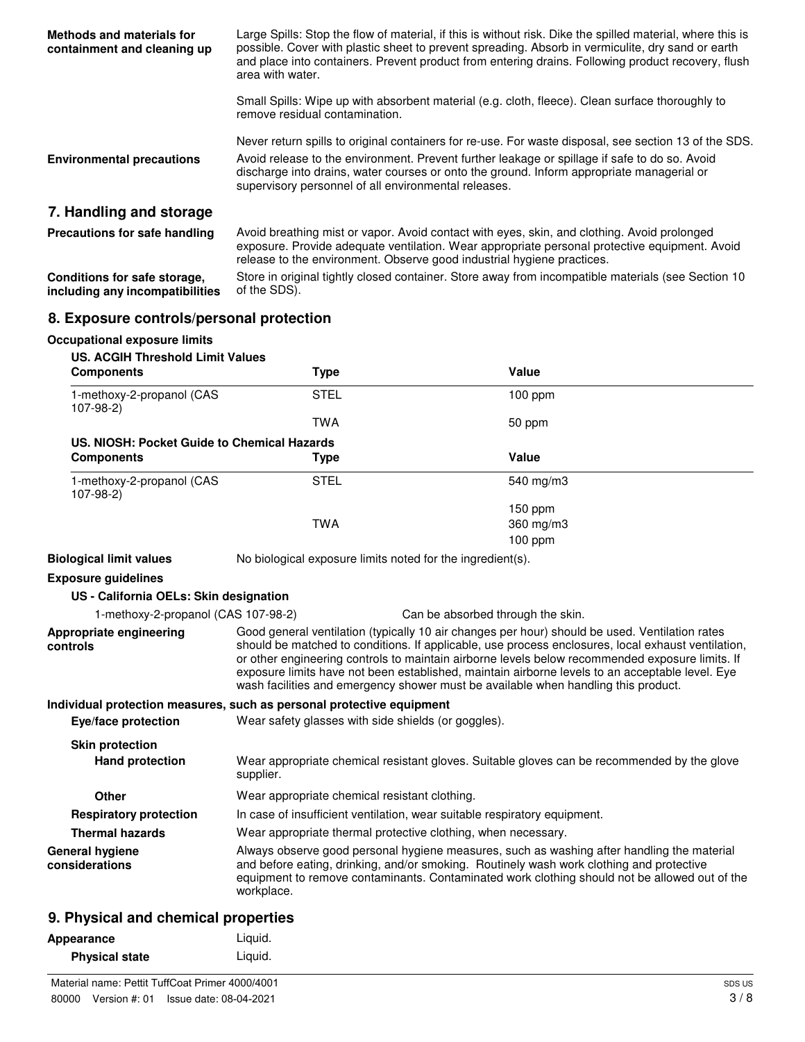**Methods and materials for containment and cleaning up**

Large Spills: Stop the flow of material, if this is without risk. Dike the spilled material, where this is possible. Cover with plastic sheet to prevent spreading. Absorb in vermiculite, dry sand or earth and place into containers. Prevent product from entering drains. Following product recovery, flush area with water.

Small Spills: Wipe up with absorbent material (e.g. cloth, fleece). Clean surface thoroughly to remove residual contamination.

Never return spills to original containers for re-use. For waste disposal, see section 13 of the SDS.

**Environmental precautions**

Avoid release to the environment. Prevent further leakage or spillage if safe to do so. Avoid discharge into drains, water courses or onto the ground. Inform appropriate managerial or supervisory personnel of all environmental releases.

## 7. Handling and storage

**Precautions for safe handling**

Avoid breathing mist or vapor. Avoid contact with eyes, skin, and clothing. Avoid prolonged exposure. Provide adequate ventilation. Wear appropriate personal protective equipment. Avoid release to the environment. Observe good industrial hygiene practices.

**Conditions for safe storage, including any incompatibilities**

Store in original tightly closed container. Store away from incompatible materials (see Section 10 of the SDS).

## 8. Exposure controls/personal protection

**Occupational exposure limits**

**US. ACGIH Threshold Limit Values**

| Components | Type | Value |
|---|---|---|
| 1-methoxy-2-propanol (CAS 107-98-2) | STEL | 100 ppm |
| | TWA | 50 ppm |

**US. NIOSH: Pocket Guide to Chemical Hazards**

| Components | Type | Value |
|---|---|---|
| 1-methoxy-2-propanol (CAS 107-98-2) | STEL | 540 mg/m3 |
| | | 150 ppm |
| | TWA | 360 mg/m3 |
| | | 100 ppm |

**Biological limit values**

No biological exposure limits noted for the ingredient(s).

**Exposure guidelines**

**US - California OELs: Skin designation**

1-methoxy-2-propanol (CAS 107-98-2) — Can be absorbed through the skin.

**Appropriate engineering controls**

Good general ventilation (typically 10 air changes per hour) should be used. Ventilation rates should be matched to conditions. If applicable, use process enclosures, local exhaust ventilation, or other engineering controls to maintain airborne levels below recommended exposure limits. If exposure limits have not been established, maintain airborne levels to an acceptable level. Eye wash facilities and emergency shower must be available when handling this product.

**Individual protection measures, such as personal protective equipment**

**Eye/face protection**

Wear safety glasses with side shields (or goggles).

**Skin protection**

**Hand protection**

Wear appropriate chemical resistant gloves. Suitable gloves can be recommended by the glove supplier.

**Other**

Wear appropriate chemical resistant clothing.

**Respiratory protection**

In case of insufficient ventilation, wear suitable respiratory equipment.

**Thermal hazards**

Wear appropriate thermal protective clothing, when necessary.

**General hygiene considerations**

Always observe good personal hygiene measures, such as washing after handling the material and before eating, drinking, and/or smoking. Routinely wash work clothing and protective equipment to remove contaminants. Contaminated work clothing should not be allowed out of the workplace.

## 9. Physical and chemical properties

**Appearance** Liquid.

**Physical state** Liquid.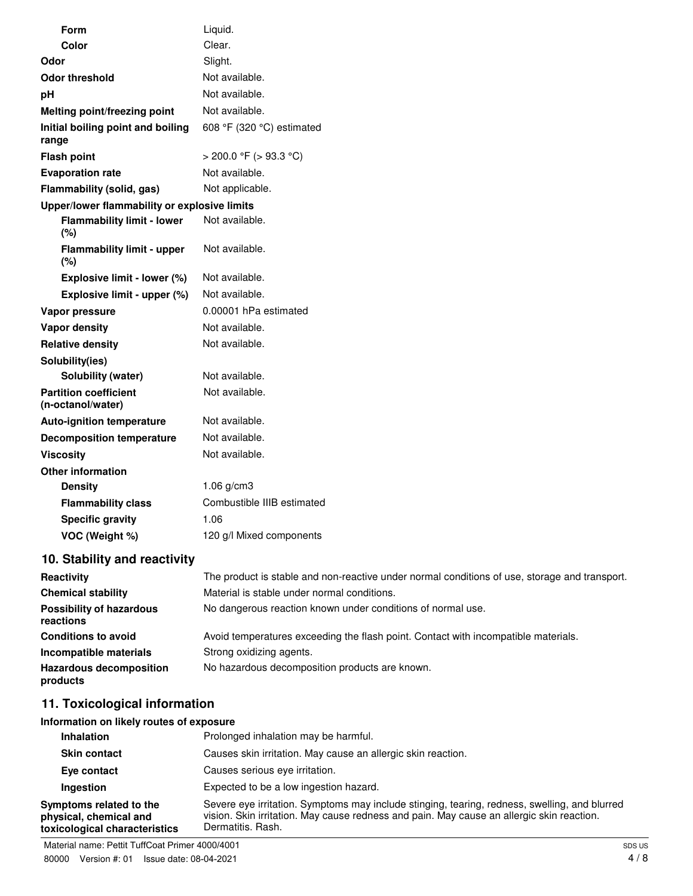| | |
|---|---|
| **Form** | Liquid. |
| **Color** | Clear. |
| **Odor** | Slight. |
| **Odor threshold** | Not available. |
| **pH** | Not available. |
| **Melting point/freezing point** | Not available. |
| **Initial boiling point and boiling range** | 608 °F (320 °C) estimated |
| **Flash point** | > 200.0 °F (> 93.3 °C) |
| **Evaporation rate** | Not available. |
| **Flammability (solid, gas)** | Not applicable. |
| **Upper/lower flammability or explosive limits** | |
| **Flammability limit - lower (%)** | Not available. |
| **Flammability limit - upper (%)** | Not available. |
| **Explosive limit - lower (%)** | Not available. |
| **Explosive limit - upper (%)** | Not available. |
| **Vapor pressure** | 0.00001 hPa estimated |
| **Vapor density** | Not available. |
| **Relative density** | Not available. |
| **Solubility(ies)** | |
| **Solubility (water)** | Not available. |
| **Partition coefficient (n-octanol/water)** | Not available. |
| **Auto-ignition temperature** | Not available. |
| **Decomposition temperature** | Not available. |
| **Viscosity** | Not available. |
| **Other information** | |
| **Density** | 1.06 g/cm3 |
| **Flammability class** | Combustible IIIB estimated |
| **Specific gravity** | 1.06 |
| **VOC (Weight %)** | 120 g/l Mixed components |

## 10. Stability and reactivity

| | |
|---|---|
| **Reactivity** | The product is stable and non-reactive under normal conditions of use, storage and transport. |
| **Chemical stability** | Material is stable under normal conditions. |
| **Possibility of hazardous reactions** | No dangerous reaction known under conditions of normal use. |
| **Conditions to avoid** | Avoid temperatures exceeding the flash point. Contact with incompatible materials. |
| **Incompatible materials** | Strong oxidizing agents. |
| **Hazardous decomposition products** | No hazardous decomposition products are known. |

## 11. Toxicological information

**Information on likely routes of exposure**

| | |
|---|---|
| **Inhalation** | Prolonged inhalation may be harmful. |
| **Skin contact** | Causes skin irritation. May cause an allergic skin reaction. |
| **Eye contact** | Causes serious eye irritation. |
| **Ingestion** | Expected to be a low ingestion hazard. |
| **Symptoms related to the physical, chemical and toxicological characteristics** | Severe eye irritation. Symptoms may include stinging, tearing, redness, swelling, and blurred vision. Skin irritation. May cause redness and pain. May cause an allergic skin reaction. Dermatitis. Rash. |

Material name: Pettit TuffCoat Primer 4000/4001

80000 Version #: 01 Issue date: 08-04-2021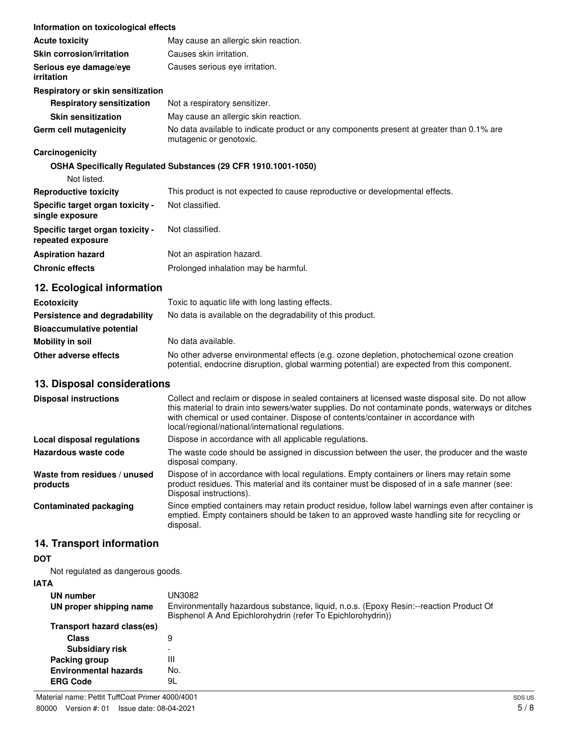**Information on toxicological effects**

| | |
|---|---|
| **Acute toxicity** | May cause an allergic skin reaction. |
| **Skin corrosion/irritation** | Causes skin irritation. |
| **Serious eye damage/eye irritation** | Causes serious eye irritation. |

**Respiratory or skin sensitization**

| | |
|---|---|
| **Respiratory sensitization** | Not a respiratory sensitizer. |
| **Skin sensitization** | May cause an allergic skin reaction. |
| **Germ cell mutagenicity** | No data available to indicate product or any components present at greater than 0.1% are mutagenic or genotoxic. |

**Carcinogenicity**

**OSHA Specifically Regulated Substances (29 CFR 1910.1001-1050)**

Not listed.

| | |
|---|---|
| **Reproductive toxicity** | This product is not expected to cause reproductive or developmental effects. |
| **Specific target organ toxicity - single exposure** | Not classified. |
| **Specific target organ toxicity - repeated exposure** | Not classified. |
| **Aspiration hazard** | Not an aspiration hazard. |
| **Chronic effects** | Prolonged inhalation may be harmful. |

## 12. Ecological information

| | |
|---|---|
| **Ecotoxicity** | Toxic to aquatic life with long lasting effects. |
| **Persistence and degradability** | No data is available on the degradability of this product. |
| **Bioaccumulative potential** | |
| **Mobility in soil** | No data available. |
| **Other adverse effects** | No other adverse environmental effects (e.g. ozone depletion, photochemical ozone creation potential, endocrine disruption, global warming potential) are expected from this component. |

## 13. Disposal considerations

| | |
|---|---|
| **Disposal instructions** | Collect and reclaim or dispose in sealed containers at licensed waste disposal site. Do not allow this material to drain into sewers/water supplies. Do not contaminate ponds, waterways or ditches with chemical or used container. Dispose of contents/container in accordance with local/regional/national/international regulations. |
| **Local disposal regulations** | Dispose in accordance with all applicable regulations. |
| **Hazardous waste code** | The waste code should be assigned in discussion between the user, the producer and the waste disposal company. |
| **Waste from residues / unused products** | Dispose of in accordance with local regulations. Empty containers or liners may retain some product residues. This material and its container must be disposed of in a safe manner (see: Disposal instructions). |
| **Contaminated packaging** | Since emptied containers may retain product residue, follow label warnings even after container is emptied. Empty containers should be taken to an approved waste handling site for recycling or disposal. |

## 14. Transport information

**DOT**

Not regulated as dangerous goods.

**IATA**

| | |
|---|---|
| **UN number** | UN3082 |
| **UN proper shipping name** | Environmentally hazardous substance, liquid, n.o.s. (Epoxy Resin:--reaction Product Of Bisphenol A And Epichlorohydrin (refer To Epichlorohydrin)) |
| **Transport hazard class(es)** | |
| **Class** | 9 |
| **Subsidiary risk** | - |
| **Packing group** | III |
| **Environmental hazards** | No. |
| **ERG Code** | 9L |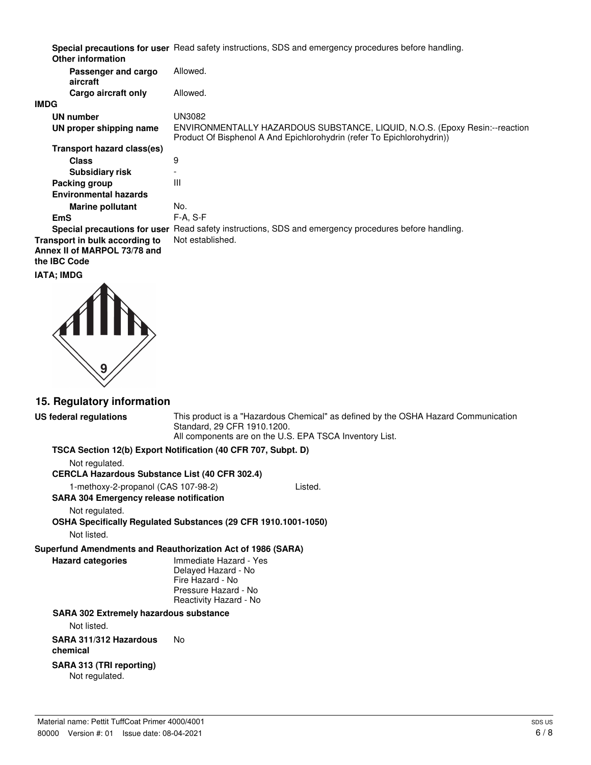**Special precautions for user** Read safety instructions, SDS and emergency procedures before handling.

**Other information**

| | |
|---|---|
| **Passenger and cargo aircraft** | Allowed. |
| **Cargo aircraft only** | Allowed. |

**IMDG**

| | |
|---|---|
| **UN number** | UN3082 |
| **UN proper shipping name** | ENVIRONMENTALLY HAZARDOUS SUBSTANCE, LIQUID, N.O.S. (Epoxy Resin:--reaction Product Of Bisphenol A And Epichlorohydrin (refer To Epichlorohydrin)) |
| **Transport hazard class(es)** | |
| **Class** | 9 |
| **Subsidiary risk** | - |
| **Packing group** | III |
| **Environmental hazards** | |
| **Marine pollutant** | No. |
| **EmS** | F-A, S-F |
| **Special precautions for user** | Read safety instructions, SDS and emergency procedures before handling. |
| **Transport in bulk according to Annex II of MARPOL 73/78 and the IBC Code** | Not established. |

**IATA; IMDG**

## 15. Regulatory information

**US federal regulations** This product is a "Hazardous Chemical" as defined by the OSHA Hazard Communication Standard, 29 CFR 1910.1200.
All components are on the U.S. EPA TSCA Inventory List.

**TSCA Section 12(b) Export Notification (40 CFR 707, Subpt. D)**

Not regulated.

**CERCLA Hazardous Substance List (40 CFR 302.4)**

1-methoxy-2-propanol (CAS 107-98-2) Listed.

**SARA 304 Emergency release notification**

Not regulated.

**OSHA Specifically Regulated Substances (29 CFR 1910.1001-1050)**

Not listed.

**Superfund Amendments and Reauthorization Act of 1986 (SARA)**

**Hazard categories**

Immediate Hazard - Yes
Delayed Hazard - No
Fire Hazard - No
Pressure Hazard - No
Reactivity Hazard - No

**SARA 302 Extremely hazardous substance**

Not listed.

**SARA 311/312 Hazardous chemical** No

**SARA 313 (TRI reporting)**

Not regulated.

Material name: Pettit TuffCoat Primer 4000/4001

80000 Version #: 01 Issue date: 08-04-2021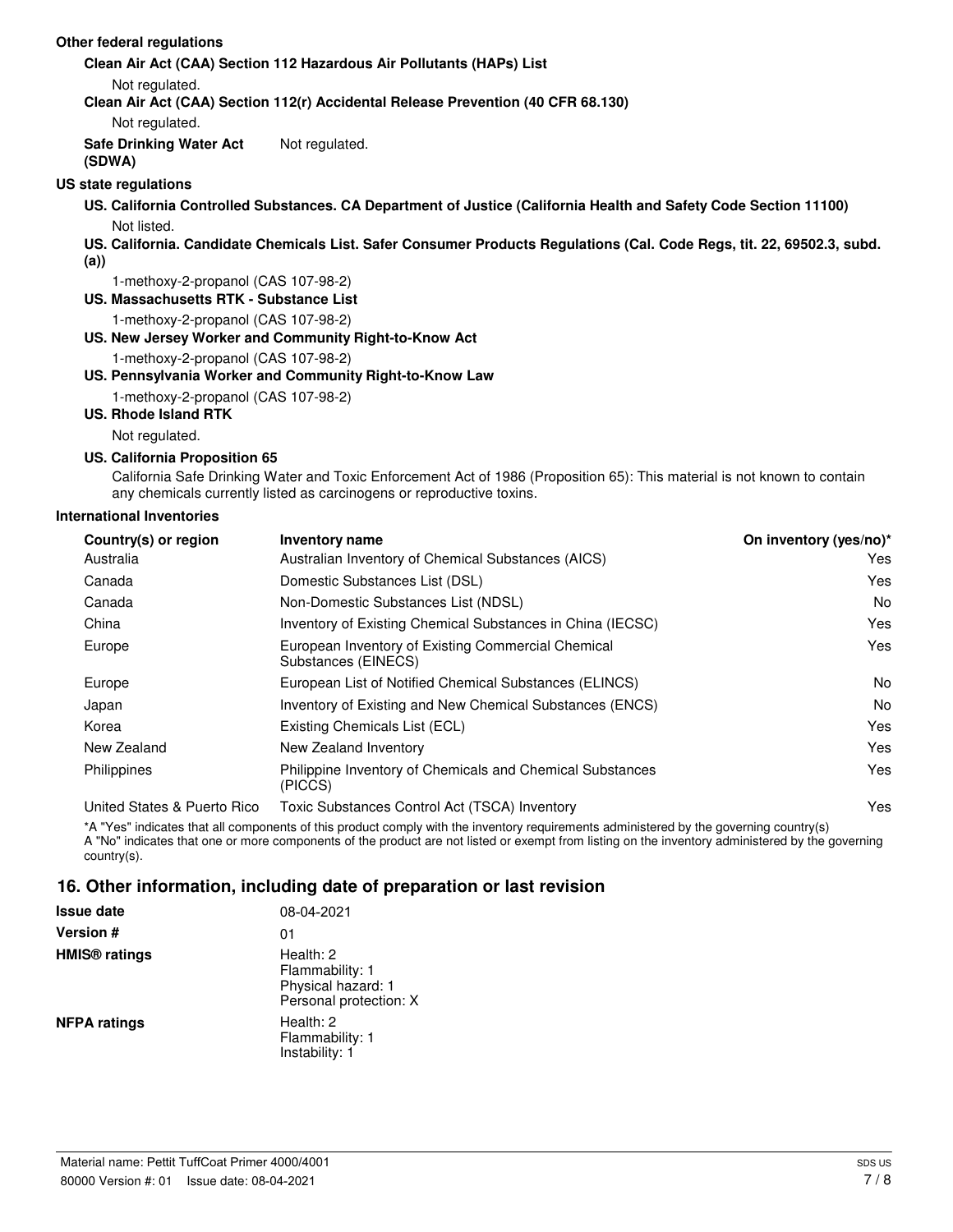**Other federal regulations**

**Clean Air Act (CAA) Section 112 Hazardous Air Pollutants (HAPs) List**

Not regulated.

**Clean Air Act (CAA) Section 112(r) Accidental Release Prevention (40 CFR 68.130)**

Not regulated.

**Safe Drinking Water Act (SDWA)** Not regulated.

**US state regulations**

**US. California Controlled Substances. CA Department of Justice (California Health and Safety Code Section 11100)**

Not listed.

**US. California. Candidate Chemicals List. Safer Consumer Products Regulations (Cal. Code Regs, tit. 22, 69502.3, subd. (a))**

1-methoxy-2-propanol (CAS 107-98-2)

**US. Massachusetts RTK - Substance List**

1-methoxy-2-propanol (CAS 107-98-2)

**US. New Jersey Worker and Community Right-to-Know Act**

1-methoxy-2-propanol (CAS 107-98-2)

**US. Pennsylvania Worker and Community Right-to-Know Law**

1-methoxy-2-propanol (CAS 107-98-2)

**US. Rhode Island RTK**

Not regulated.

**US. California Proposition 65**

California Safe Drinking Water and Toxic Enforcement Act of 1986 (Proposition 65): This material is not known to contain any chemicals currently listed as carcinogens or reproductive toxins.

**International Inventories**

| Country(s) or region | Inventory name | On inventory (yes/no)* |
|---|---|---|
| Australia | Australian Inventory of Chemical Substances (AICS) | Yes |
| Canada | Domestic Substances List (DSL) | Yes |
| Canada | Non-Domestic Substances List (NDSL) | No |
| China | Inventory of Existing Chemical Substances in China (IECSC) | Yes |
| Europe | European Inventory of Existing Commercial Chemical Substances (EINECS) | Yes |
| Europe | European List of Notified Chemical Substances (ELINCS) | No |
| Japan | Inventory of Existing and New Chemical Substances (ENCS) | No |
| Korea | Existing Chemicals List (ECL) | Yes |
| New Zealand | New Zealand Inventory | Yes |
| Philippines | Philippine Inventory of Chemicals and Chemical Substances (PICCS) | Yes |
| United States & Puerto Rico | Toxic Substances Control Act (TSCA) Inventory | Yes |

*A "Yes" indicates that all components of this product comply with the inventory requirements administered by the governing country(s)
A "No" indicates that one or more components of the product are not listed or exempt from listing on the inventory administered by the governing country(s).

## 16. Other information, including date of preparation or last revision

| | |
|---|---|
| **Issue date** | 08-04-2021 |
| **Version #** | 01 |
| **HMIS® ratings** | Health: 2<br>Flammability: 1<br>Physical hazard: 1<br>Personal protection: X |
| **NFPA ratings** | Health: 2<br>Flammability: 1<br>Instability: 1 |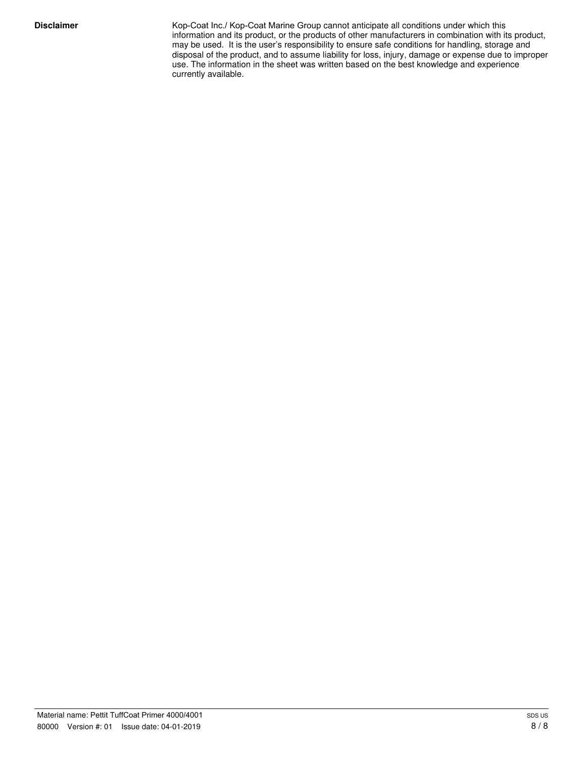**Disclaimer**

Kop-Coat Inc./ Kop-Coat Marine Group cannot anticipate all conditions under which this information and its product, or the products of other manufacturers in combination with its product, may be used. It is the user's responsibility to ensure safe conditions for handling, storage and disposal of the product, and to assume liability for loss, injury, damage or expense due to improper use. The information in the sheet was written based on the best knowledge and experience currently available.